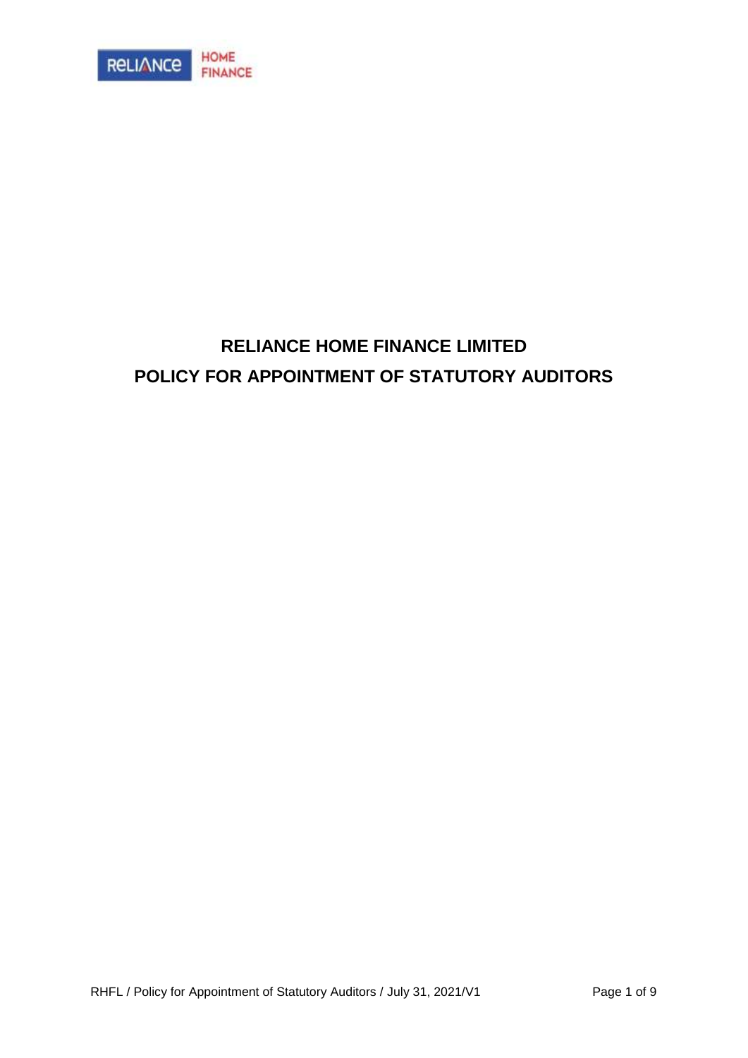# RELIANCE HOME FINANCE LIMITED

# POLICY FOR APPOINTMENT OF STATUTORY AUDITORS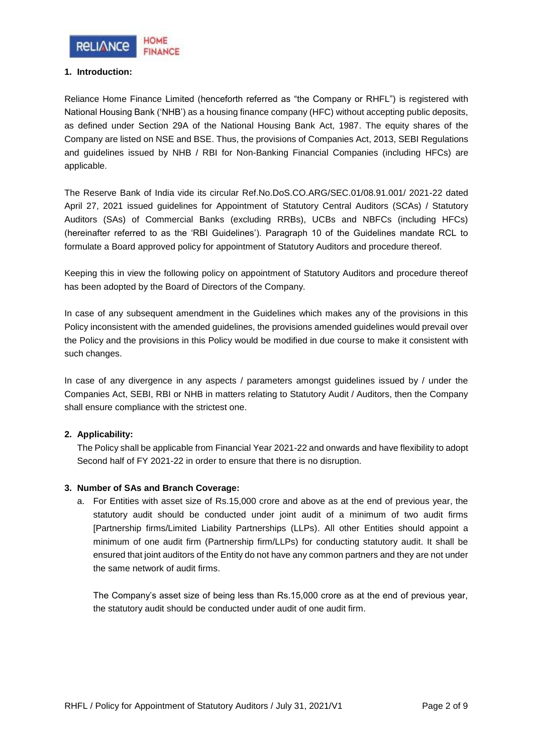## 1. Introduction:

Reliance Home Finance Limited (henceforth referred as "the Company or RHFL") is registered with National Housing Bank ('NHB') as a housing finance company (HFC) without accepting public deposits, as defined under Section 29A of the National Housing Bank Act, 1987. The equity shares of the Company are listed on NSE and BSE. Thus, the provisions of Companies Act, 2013, SEBI Regulations and guidelines issued by NHB / RBI for Non-Banking Financial Companies (including HFCs) are applicable.

The Reserve Bank of India vide its circular Ref.No.DoS.CO.ARG/SEC.01/08.91.001/ 2021-22 dated April 27, 2021 issued guidelines for Appointment of Statutory Central Auditors (SCAs) / Statutory Auditors (SAs) of Commercial Banks (excluding RRBs), UCBs and NBFCs (including HFCs) (hereinafter referred to as the 'RBI Guidelines'). Paragraph 10 of the Guidelines mandate RCL to formulate a Board approved policy for appointment of Statutory Auditors and procedure thereof.

Keeping this in view the following policy on appointment of Statutory Auditors and procedure thereof has been adopted by the Board of Directors of the Company.

In case of any subsequent amendment in the Guidelines which makes any of the provisions in this Policy inconsistent with the amended guidelines, the provisions amended guidelines would prevail over the Policy and the provisions in this Policy would be modified in due course to make it consistent with such changes.

In case of any divergence in any aspects / parameters amongst guidelines issued by / under the Companies Act, SEBI, RBI or NHB in matters relating to Statutory Audit / Auditors, then the Company shall ensure compliance with the strictest one.

## 2. Applicability:

The Policy shall be applicable from Financial Year 2021-22 and onwards and have flexibility to adopt Second half of FY 2021-22 in order to ensure that there is no disruption.

## 3. Number of SAs and Branch Coverage:

a. For Entities with asset size of Rs.15,000 crore and above as at the end of previous year, the statutory audit should be conducted under joint audit of a minimum of two audit firms [Partnership firms/Limited Liability Partnerships (LLPs). All other Entities should appoint a minimum of one audit firm (Partnership firm/LLPs) for conducting statutory audit. It shall be ensured that joint auditors of the Entity do not have any common partners and they are not under the same network of audit firms.

   The Company's asset size of being less than Rs.15,000 crore as at the end of previous year, the statutory audit should be conducted under audit of one audit firm.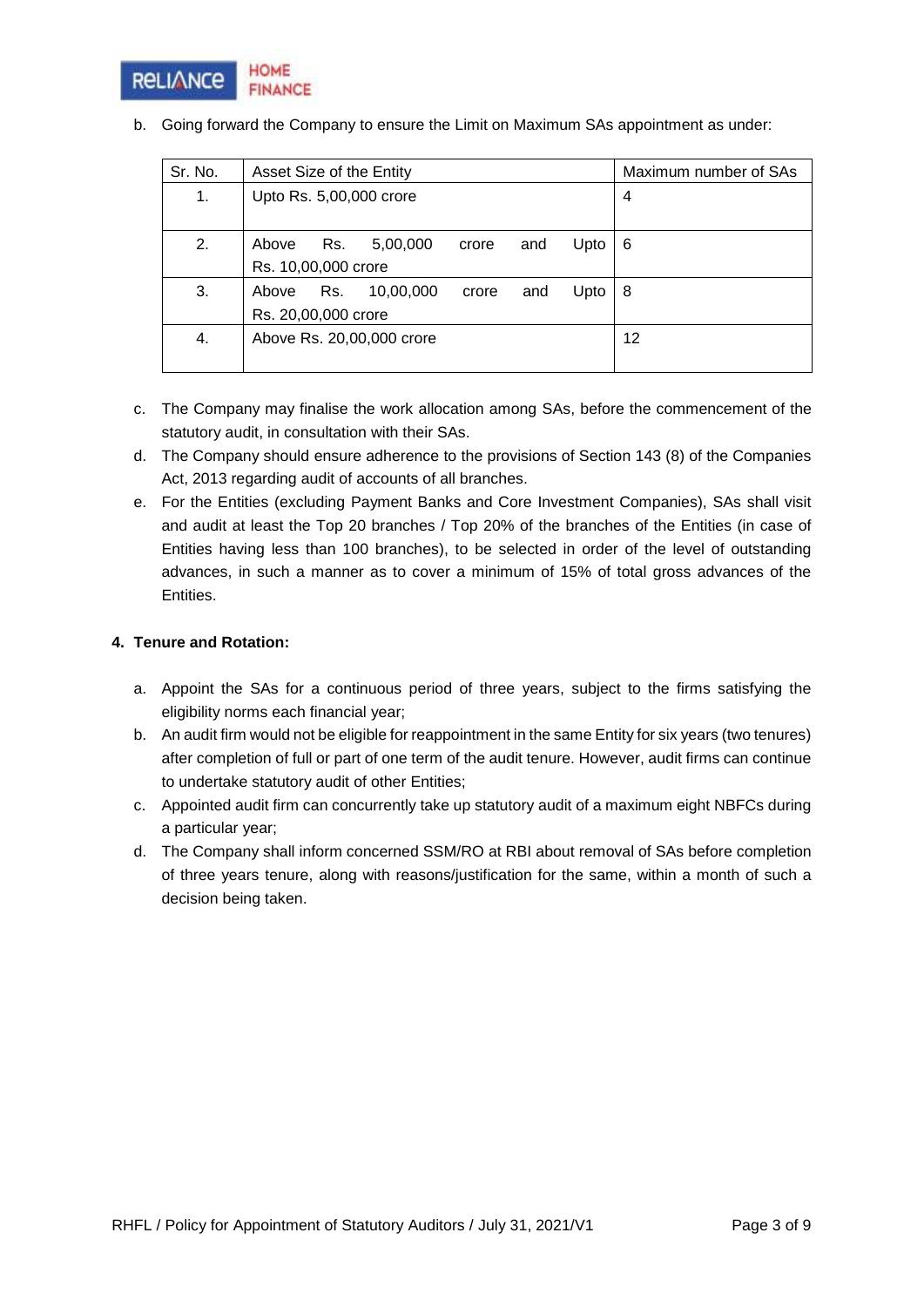b. Going forward the Company to ensure the Limit on Maximum SAs appointment as under:

| Sr. No. | Asset Size of the Entity | Maximum number of SAs |
|---|---|---|
| 1. | Upto Rs. 5,00,000 crore | 4 |
| 2. | Above Rs. 5,00,000 crore and Upto Rs. 10,00,000 crore | 6 |
| 3. | Above Rs. 10,00,000 crore and Upto Rs. 20,00,000 crore | 8 |
| 4. | Above Rs. 20,00,000 crore | 12 |

c. The Company may finalise the work allocation among SAs, before the commencement of the statutory audit, in consultation with their SAs.

d. The Company should ensure adherence to the provisions of Section 143 (8) of the Companies Act, 2013 regarding audit of accounts of all branches.

e. For the Entities (excluding Payment Banks and Core Investment Companies), SAs shall visit and audit at least the Top 20 branches / Top 20% of the branches of the Entities (in case of Entities having less than 100 branches), to be selected in order of the level of outstanding advances, in such a manner as to cover a minimum of 15% of total gross advances of the Entities.

**4. Tenure and Rotation:**

a. Appoint the SAs for a continuous period of three years, subject to the firms satisfying the eligibility norms each financial year;

b. An audit firm would not be eligible for reappointment in the same Entity for six years (two tenures) after completion of full or part of one term of the audit tenure. However, audit firms can continue to undertake statutory audit of other Entities;

c. Appointed audit firm can concurrently take up statutory audit of a maximum eight NBFCs during a particular year;

d. The Company shall inform concerned SSM/RO at RBI about removal of SAs before completion of three years tenure, along with reasons/justification for the same, within a month of such a decision being taken.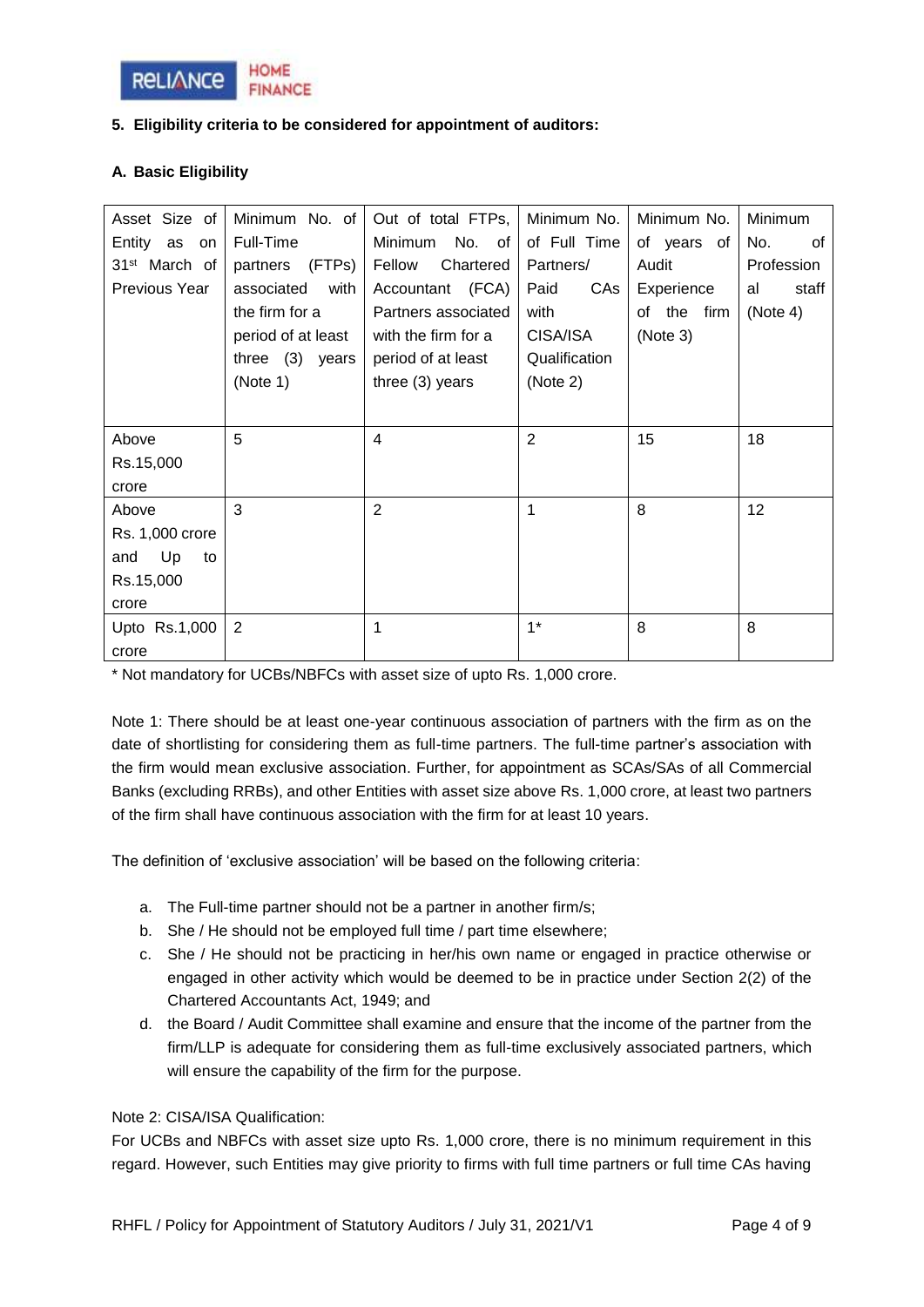## 5. Eligibility criteria to be considered for appointment of auditors:

### A. Basic Eligibility

| Asset Size of Entity as on 31st March of Previous Year | Minimum No. of Full-Time partners (FTPs) associated with the firm for a period of at least three (3) years (Note 1) | Out of total FTPs, Minimum No. of Fellow Chartered Accountant (FCA) Partners associated with the firm for a period of at least three (3) years | Minimum No. of Full Time Partners/ Paid CAs with CISA/ISA Qualification (Note 2) | Minimum No. of years of Audit Experience of the firm (Note 3) | Minimum No. of Professional staff (Note 4) |
|---|---|---|---|---|---|
| Above Rs.15,000 crore | 5 | 4 | 2 | 15 | 18 |
| Above Rs. 1,000 crore and Up to Rs.15,000 crore | 3 | 2 | 1 | 8 | 12 |
| Upto Rs.1,000 crore | 2 | 1 | 1* | 8 | 8 |

* Not mandatory for UCBs/NBFCs with asset size of upto Rs. 1,000 crore.

Note 1: There should be at least one-year continuous association of partners with the firm as on the date of shortlisting for considering them as full-time partners. The full-time partner's association with the firm would mean exclusive association. Further, for appointment as SCAs/SAs of all Commercial Banks (excluding RRBs), and other Entities with asset size above Rs. 1,000 crore, at least two partners of the firm shall have continuous association with the firm for at least 10 years.

The definition of 'exclusive association' will be based on the following criteria:

a. The Full-time partner should not be a partner in another firm/s;
b. She / He should not be employed full time / part time elsewhere;
c. She / He should not be practicing in her/his own name or engaged in practice otherwise or engaged in other activity which would be deemed to be in practice under Section 2(2) of the Chartered Accountants Act, 1949; and
d. the Board / Audit Committee shall examine and ensure that the income of the partner from the firm/LLP is adequate for considering them as full-time exclusively associated partners, which will ensure the capability of the firm for the purpose.

Note 2: CISA/ISA Qualification:
For UCBs and NBFCs with asset size upto Rs. 1,000 crore, there is no minimum requirement in this regard. However, such Entities may give priority to firms with full time partners or full time CAs having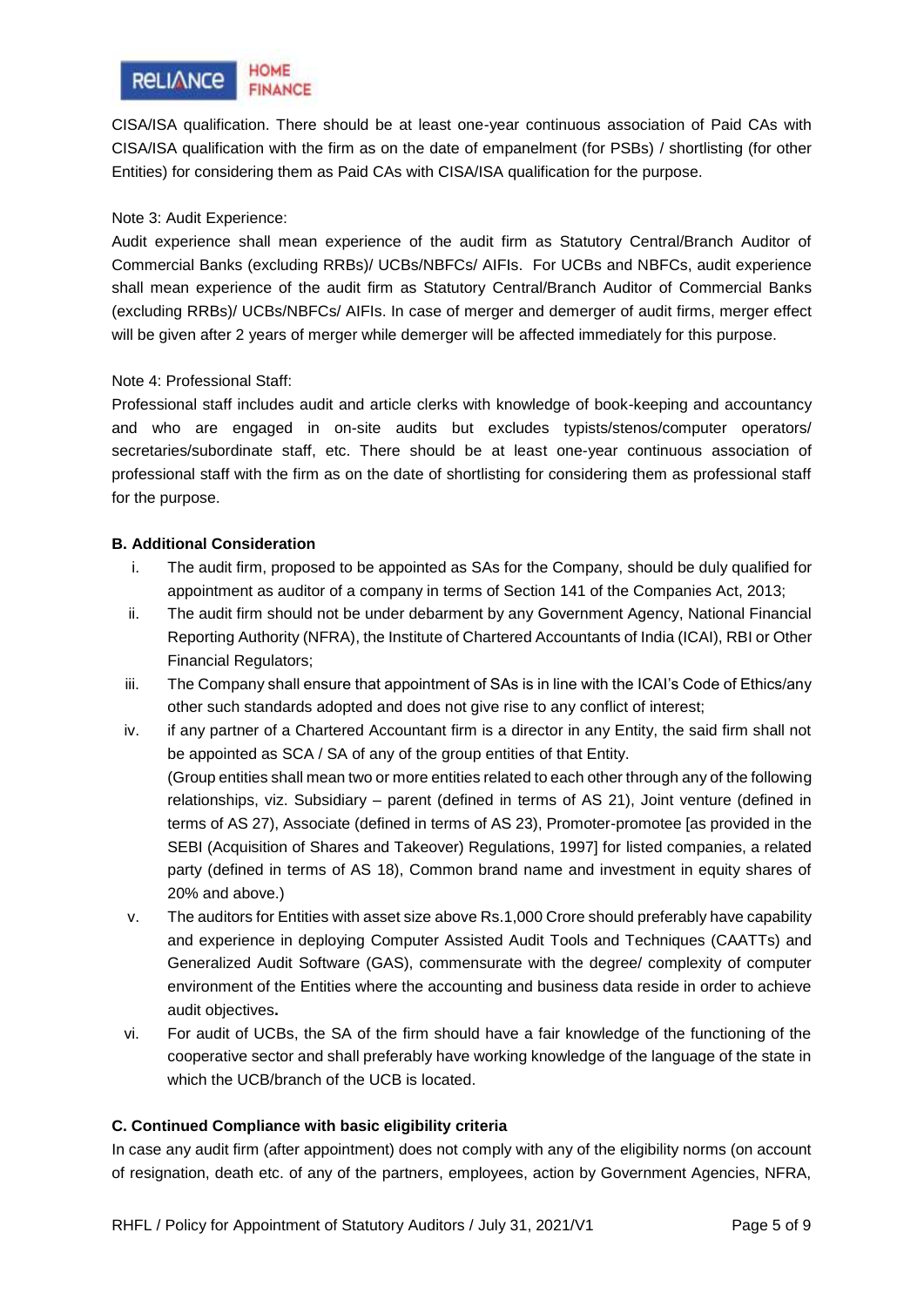CISA/ISA qualification. There should be at least one-year continuous association of Paid CAs with CISA/ISA qualification with the firm as on the date of empanelment (for PSBs) / shortlisting (for other Entities) for considering them as Paid CAs with CISA/ISA qualification for the purpose.

Note 3: Audit Experience:

Audit experience shall mean experience of the audit firm as Statutory Central/Branch Auditor of Commercial Banks (excluding RRBs)/ UCBs/NBFCs/ AIFIs. For UCBs and NBFCs, audit experience shall mean experience of the audit firm as Statutory Central/Branch Auditor of Commercial Banks (excluding RRBs)/ UCBs/NBFCs/ AIFIs. In case of merger and demerger of audit firms, merger effect will be given after 2 years of merger while demerger will be affected immediately for this purpose.

Note 4: Professional Staff:

Professional staff includes audit and article clerks with knowledge of book-keeping and accountancy and who are engaged in on-site audits but excludes typists/stenos/computer operators/ secretaries/subordinate staff, etc. There should be at least one-year continuous association of professional staff with the firm as on the date of shortlisting for considering them as professional staff for the purpose.

**B. Additional Consideration**

i. The audit firm, proposed to be appointed as SAs for the Company, should be duly qualified for appointment as auditor of a company in terms of Section 141 of the Companies Act, 2013;

ii. The audit firm should not be under debarment by any Government Agency, National Financial Reporting Authority (NFRA), the Institute of Chartered Accountants of India (ICAI), RBI or Other Financial Regulators;

iii. The Company shall ensure that appointment of SAs is in line with the ICAI's Code of Ethics/any other such standards adopted and does not give rise to any conflict of interest;

iv. if any partner of a Chartered Accountant firm is a director in any Entity, the said firm shall not be appointed as SCA / SA of any of the group entities of that Entity.
(Group entities shall mean two or more entities related to each other through any of the following relationships, viz. Subsidiary – parent (defined in terms of AS 21), Joint venture (defined in terms of AS 27), Associate (defined in terms of AS 23), Promoter-promotee [as provided in the SEBI (Acquisition of Shares and Takeover) Regulations, 1997] for listed companies, a related party (defined in terms of AS 18), Common brand name and investment in equity shares of 20% and above.)

v. The auditors for Entities with asset size above Rs.1,000 Crore should preferably have capability and experience in deploying Computer Assisted Audit Tools and Techniques (CAATTs) and Generalized Audit Software (GAS), commensurate with the degree/ complexity of computer environment of the Entities where the accounting and business data reside in order to achieve audit objectives**.**

vi. For audit of UCBs, the SA of the firm should have a fair knowledge of the functioning of the cooperative sector and shall preferably have working knowledge of the language of the state in which the UCB/branch of the UCB is located.

**C. Continued Compliance with basic eligibility criteria**

In case any audit firm (after appointment) does not comply with any of the eligibility norms (on account of resignation, death etc. of any of the partners, employees, action by Government Agencies, NFRA,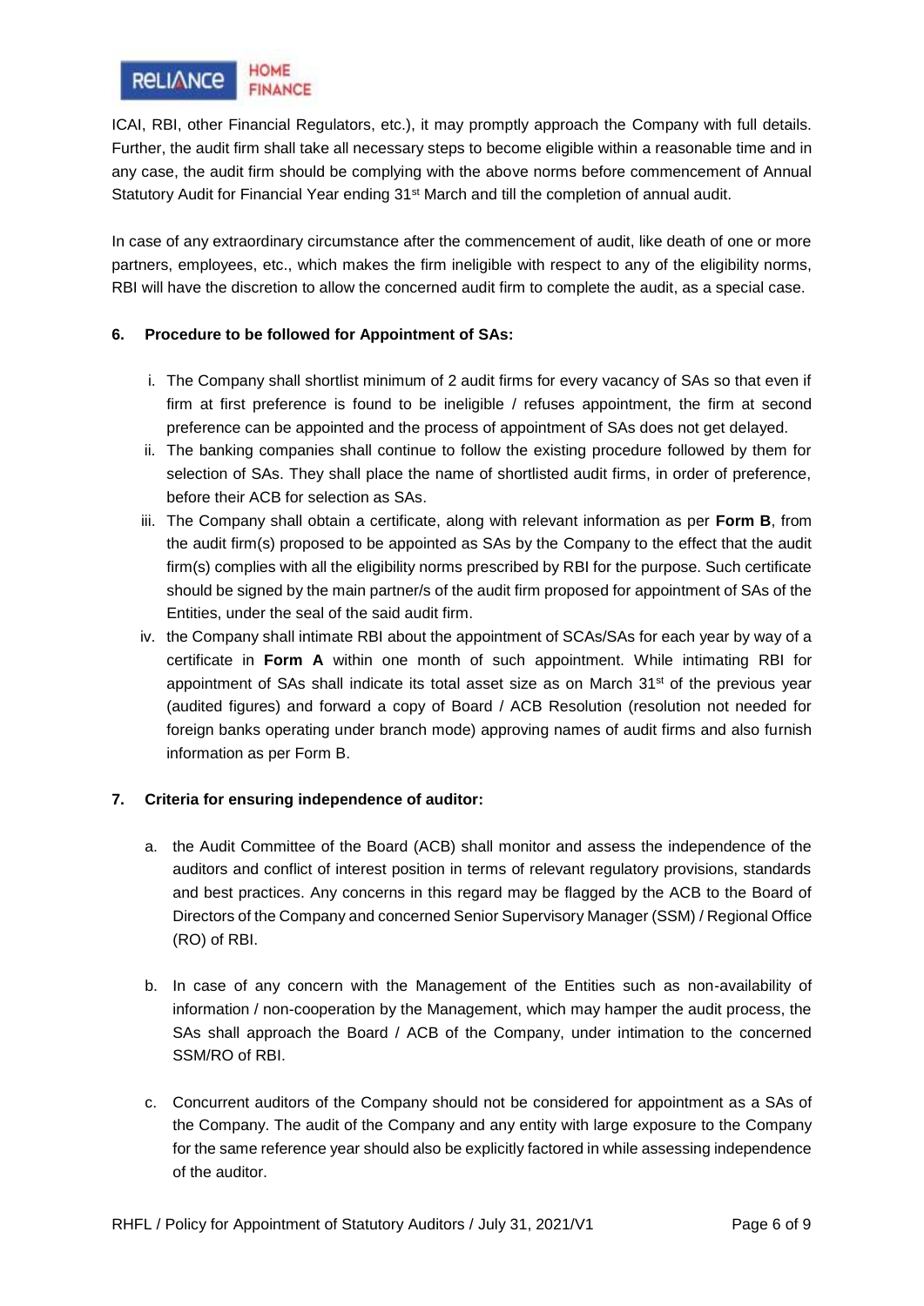ICAI, RBI, other Financial Regulators, etc.), it may promptly approach the Company with full details. Further, the audit firm shall take all necessary steps to become eligible within a reasonable time and in any case, the audit firm should be complying with the above norms before commencement of Annual Statutory Audit for Financial Year ending 31st March and till the completion of annual audit.

In case of any extraordinary circumstance after the commencement of audit, like death of one or more partners, employees, etc., which makes the firm ineligible with respect to any of the eligibility norms, RBI will have the discretion to allow the concerned audit firm to complete the audit, as a special case.

## 6. Procedure to be followed for Appointment of SAs:

i. The Company shall shortlist minimum of 2 audit firms for every vacancy of SAs so that even if firm at first preference is found to be ineligible / refuses appointment, the firm at second preference can be appointed and the process of appointment of SAs does not get delayed.

ii. The banking companies shall continue to follow the existing procedure followed by them for selection of SAs. They shall place the name of shortlisted audit firms, in order of preference, before their ACB for selection as SAs.

iii. The Company shall obtain a certificate, along with relevant information as per **Form B**, from the audit firm(s) proposed to be appointed as SAs by the Company to the effect that the audit firm(s) complies with all the eligibility norms prescribed by RBI for the purpose. Such certificate should be signed by the main partner/s of the audit firm proposed for appointment of SAs of the Entities, under the seal of the said audit firm.

iv. the Company shall intimate RBI about the appointment of SCAs/SAs for each year by way of a certificate in **Form A** within one month of such appointment. While intimating RBI for appointment of SAs shall indicate its total asset size as on March 31st of the previous year (audited figures) and forward a copy of Board / ACB Resolution (resolution not needed for foreign banks operating under branch mode) approving names of audit firms and also furnish information as per Form B.

## 7. Criteria for ensuring independence of auditor:

a. the Audit Committee of the Board (ACB) shall monitor and assess the independence of the auditors and conflict of interest position in terms of relevant regulatory provisions, standards and best practices. Any concerns in this regard may be flagged by the ACB to the Board of Directors of the Company and concerned Senior Supervisory Manager (SSM) / Regional Office (RO) of RBI.

b. In case of any concern with the Management of the Entities such as non-availability of information / non-cooperation by the Management, which may hamper the audit process, the SAs shall approach the Board / ACB of the Company, under intimation to the concerned SSM/RO of RBI.

c. Concurrent auditors of the Company should not be considered for appointment as a SAs of the Company. The audit of the Company and any entity with large exposure to the Company for the same reference year should also be explicitly factored in while assessing independence of the auditor.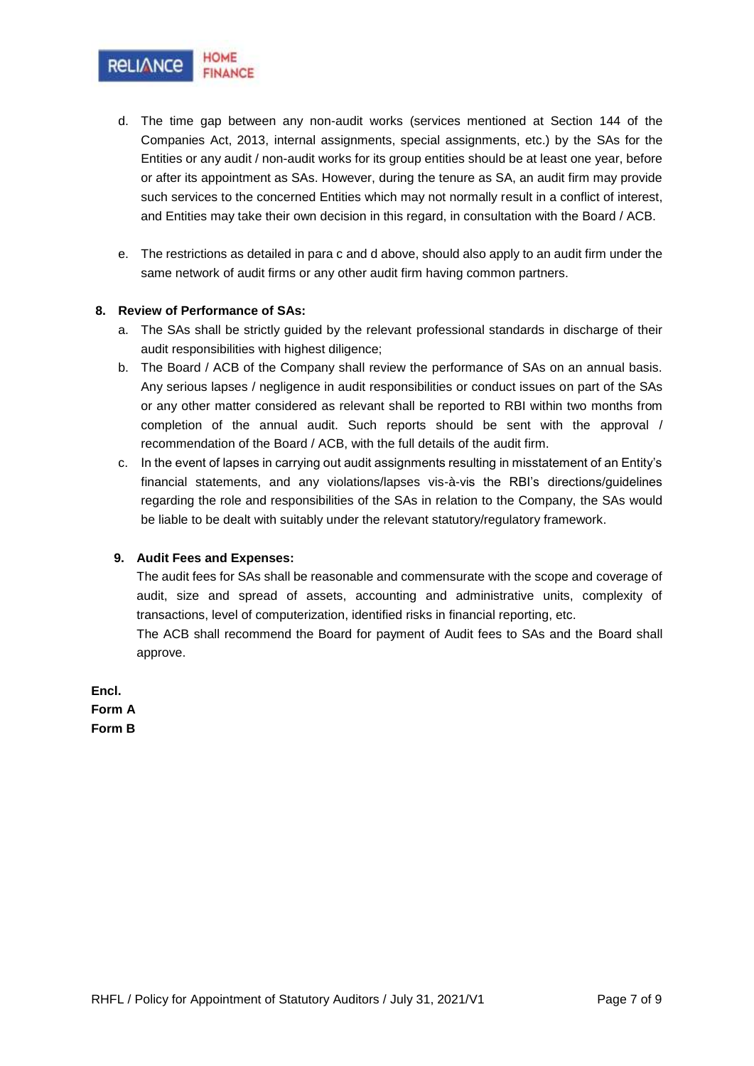d. The time gap between any non-audit works (services mentioned at Section 144 of the Companies Act, 2013, internal assignments, special assignments, etc.) by the SAs for the Entities or any audit / non-audit works for its group entities should be at least one year, before or after its appointment as SAs. However, during the tenure as SA, an audit firm may provide such services to the concerned Entities which may not normally result in a conflict of interest, and Entities may take their own decision in this regard, in consultation with the Board / ACB.

e. The restrictions as detailed in para c and d above, should also apply to an audit firm under the same network of audit firms or any other audit firm having common partners.

**8. Review of Performance of SAs:**

a. The SAs shall be strictly guided by the relevant professional standards in discharge of their audit responsibilities with highest diligence;

b. The Board / ACB of the Company shall review the performance of SAs on an annual basis. Any serious lapses / negligence in audit responsibilities or conduct issues on part of the SAs or any other matter considered as relevant shall be reported to RBI within two months from completion of the annual audit. Such reports should be sent with the approval / recommendation of the Board / ACB, with the full details of the audit firm.

c. In the event of lapses in carrying out audit assignments resulting in misstatement of an Entity's financial statements, and any violations/lapses vis-à-vis the RBI's directions/guidelines regarding the role and responsibilities of the SAs in relation to the Company, the SAs would be liable to be dealt with suitably under the relevant statutory/regulatory framework.

**9. Audit Fees and Expenses:**

The audit fees for SAs shall be reasonable and commensurate with the scope and coverage of audit, size and spread of assets, accounting and administrative units, complexity of transactions, level of computerization, identified risks in financial reporting, etc.

The ACB shall recommend the Board for payment of Audit fees to SAs and the Board shall approve.

**Encl.**
**Form A**
**Form B**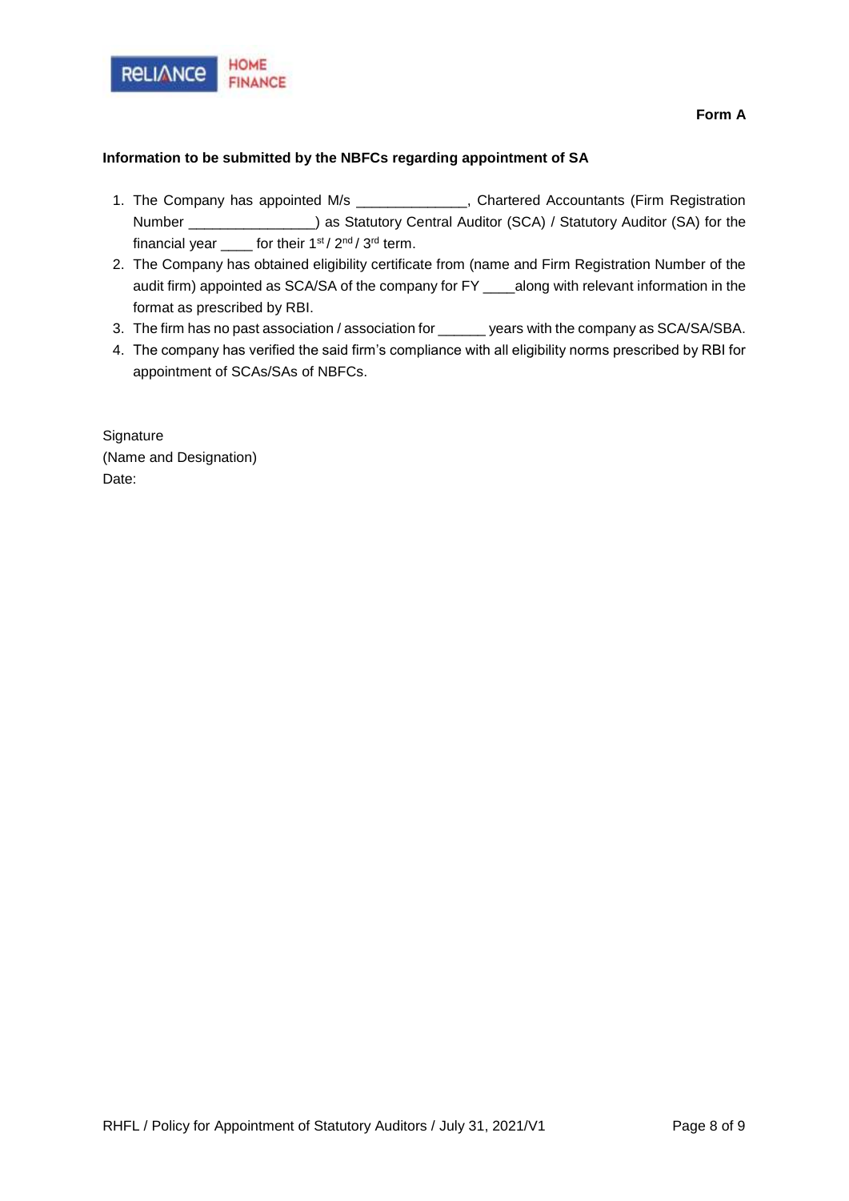**Form A**

**Information to be submitted by the NBFCs regarding appointment of SA**

1. The Company has appointed M/s ______________, Chartered Accountants (Firm Registration Number ________________) as Statutory Central Auditor (SCA) / Statutory Auditor (SA) for the financial year ____ for their 1st / 2nd / 3rd term.
2. The Company has obtained eligibility certificate from (name and Firm Registration Number of the audit firm) appointed as SCA/SA of the company for FY ____along with relevant information in the format as prescribed by RBI.
3. The firm has no past association / association for ______ years with the company as SCA/SA/SBA.
4. The company has verified the said firm's compliance with all eligibility norms prescribed by RBI for appointment of SCAs/SAs of NBFCs.

Signature
(Name and Designation)
Date: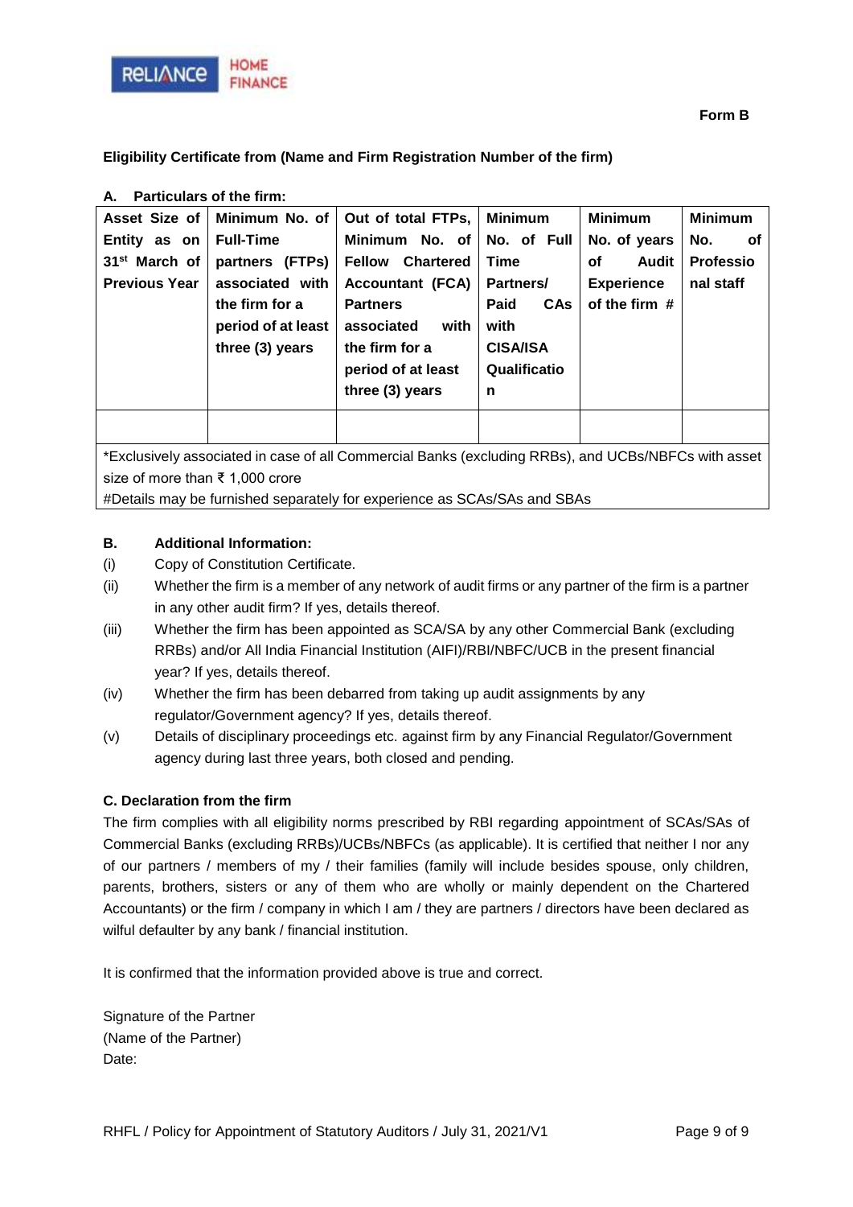**Form B**

**Eligibility Certificate from (Name and Firm Registration Number of the firm)**

**A. Particulars of the firm:**

| Asset Size of Entity as on 31st March of Previous Year | Minimum No. of Full-Time partners (FTPs) associated with the firm for a period of at least three (3) years | Out of total FTPs, Minimum No. of Fellow Chartered Accountant (FCA) Partners associated with the firm for a period of at least three (3) years | Minimum No. of Full Time Partners/ Paid CAs with CISA/ISA Qualification | Minimum No. of years of Audit Experience of the firm # | Minimum No. of Professional staff |
|---|---|---|---|---|---|
| | | | | | |

*Exclusively associated in case of all Commercial Banks (excluding RRBs), and UCBs/NBFCs with asset size of more than ₹ 1,000 crore

#Details may be furnished separately for experience as SCAs/SAs and SBAs

**B. Additional Information:**

(i) Copy of Constitution Certificate.

(ii) Whether the firm is a member of any network of audit firms or any partner of the firm is a partner in any other audit firm? If yes, details thereof.

(iii) Whether the firm has been appointed as SCA/SA by any other Commercial Bank (excluding RRBs) and/or All India Financial Institution (AIFI)/RBI/NBFC/UCB in the present financial year? If yes, details thereof.

(iv) Whether the firm has been debarred from taking up audit assignments by any regulator/Government agency? If yes, details thereof.

(v) Details of disciplinary proceedings etc. against firm by any Financial Regulator/Government agency during last three years, both closed and pending.

**C. Declaration from the firm**

The firm complies with all eligibility norms prescribed by RBI regarding appointment of SCAs/SAs of Commercial Banks (excluding RRBs)/UCBs/NBFCs (as applicable). It is certified that neither I nor any of our partners / members of my / their families (family will include besides spouse, only children, parents, brothers, sisters or any of them who are wholly or mainly dependent on the Chartered Accountants) or the firm / company in which I am / they are partners / directors have been declared as wilful defaulter by any bank / financial institution.

It is confirmed that the information provided above is true and correct.

Signature of the Partner
(Name of the Partner)
Date: